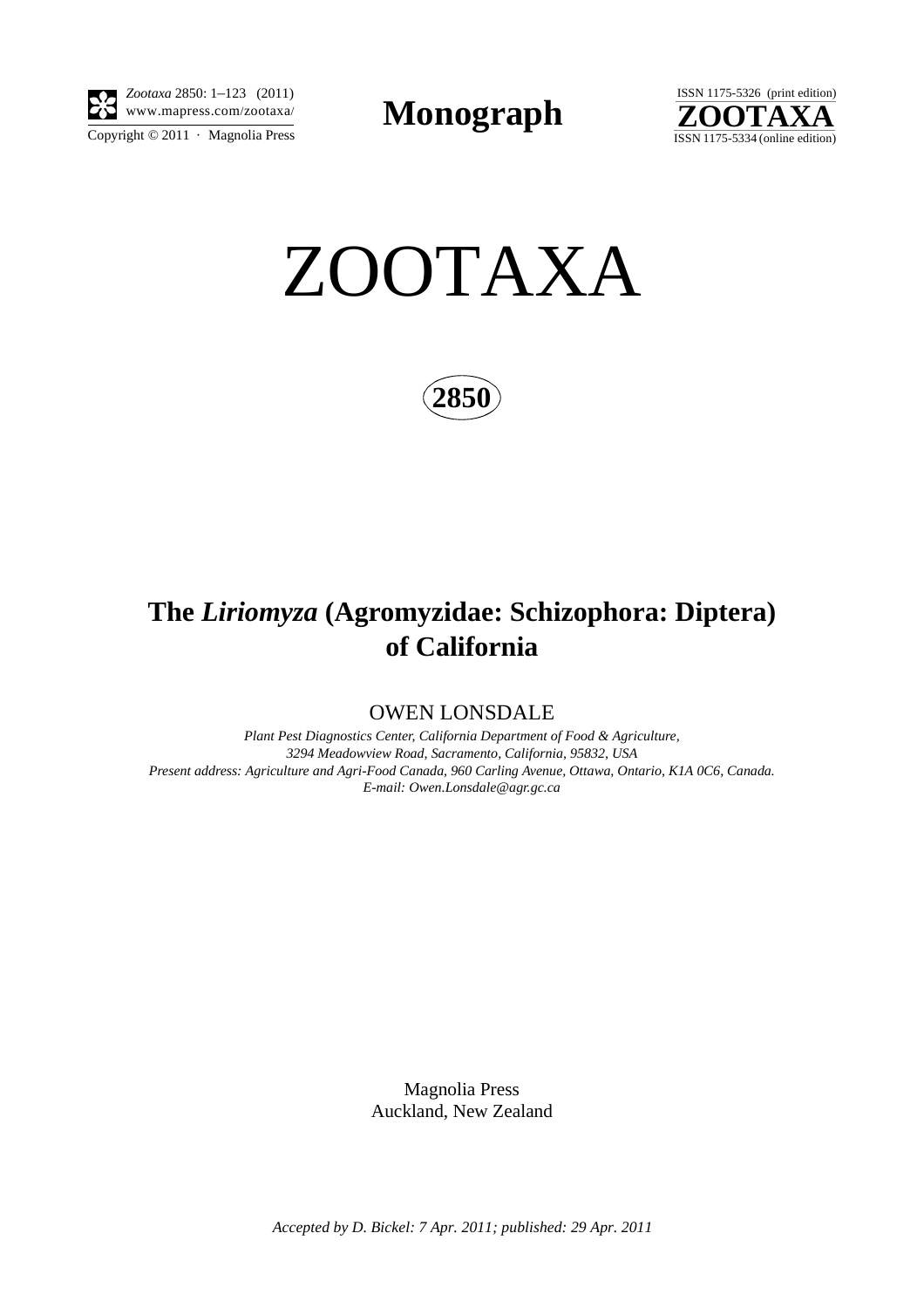Monograph

# ZOOTAXA

**2850**

## The *Liriomyza* (Agromyzidae: Schizophora: Diptera) of California

OWEN LONSDALE

*Plant Pest Diagnostics Center, California Department of Food & Agriculture,*
*3294 Meadowview Road, Sacramento, California, 95832, USA*
*Present address: Agriculture and Agri-Food Canada, 960 Carling Avenue, Ottawa, Ontario, K1A 0C6, Canada.*
*E-mail: Owen.Lonsdale@agr.gc.ca*

Magnolia Press
Auckland, New Zealand

*Accepted by D. Bickel: 7 Apr. 2011; published: 29 Apr. 2011*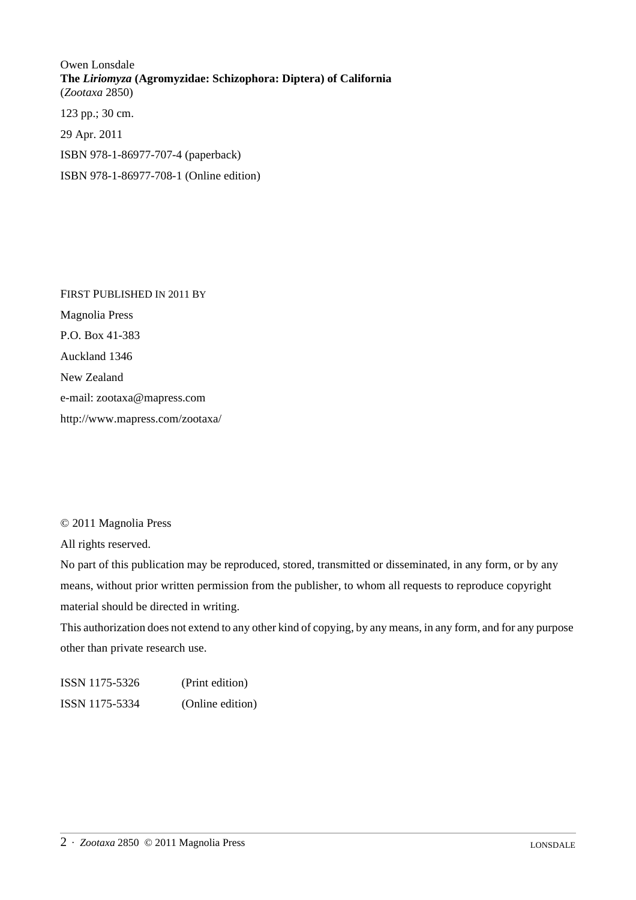Owen Lonsdale
**The *Liriomyza* (Agromyzidae: Schizophora: Diptera) of California**
(*Zootaxa* 2850)

123 pp.; 30 cm.

29 Apr. 2011

ISBN 978-1-86977-707-4 (paperback)

ISBN 978-1-86977-708-1 (Online edition)

FIRST PUBLISHED IN 2011 BY

Magnolia Press

P.O. Box 41-383

Auckland 1346

New Zealand

e-mail: zootaxa@mapress.com

http://www.mapress.com/zootaxa/

© 2011 Magnolia Press

All rights reserved.

No part of this publication may be reproduced, stored, transmitted or disseminated, in any form, or by any means, without prior written permission from the publisher, to whom all requests to reproduce copyright material should be directed in writing.

This authorization does not extend to any other kind of copying, by any means, in any form, and for any purpose other than private research use.

ISSN 1175-5326 (Print edition)

ISSN 1175-5334 (Online edition)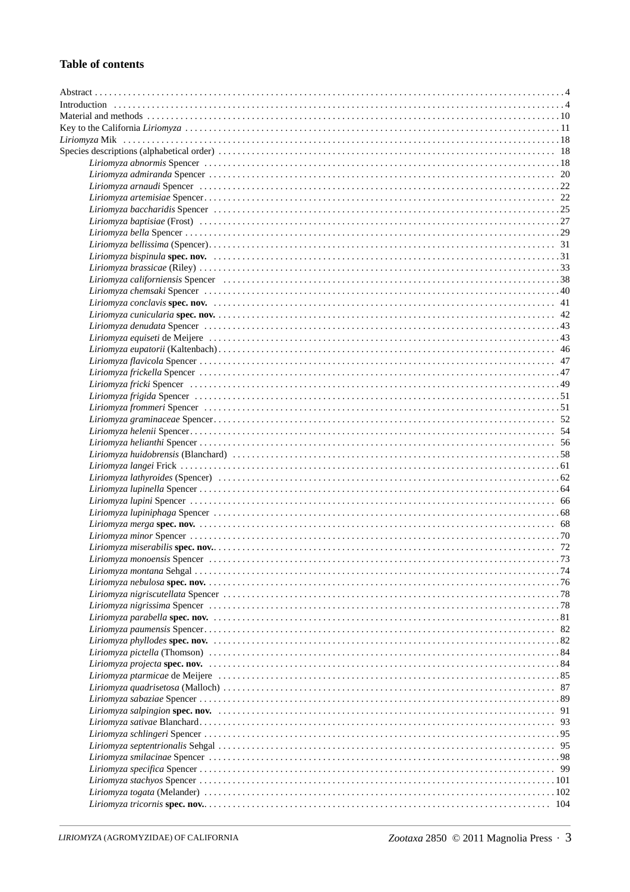## Table of contents

Abstract . . . . . . . . . . . . . . . . . . . . . . . . . . . . . . . . . . . . . . . . . . . . . . . . . . . . . . . . . . . . . . . . . . . . . . . . . . . . . 4
Introduction . . . . . . . . . . . . . . . . . . . . . . . . . . . . . . . . . . . . . . . . . . . . . . . . . . . . . . . . . . . . . . . . . . . . . . . . . 4
Material and methods . . . . . . . . . . . . . . . . . . . . . . . . . . . . . . . . . . . . . . . . . . . . . . . . . . . . . . . . . . . . . . . . 10
Key to the California *Liriomyza* . . . . . . . . . . . . . . . . . . . . . . . . . . . . . . . . . . . . . . . . . . . . . . . . . . . . . . . . 11
*Liriomyza* Mik . . . . . . . . . . . . . . . . . . . . . . . . . . . . . . . . . . . . . . . . . . . . . . . . . . . . . . . . . . . . . . . . . . . 18
Species descriptions (alphabetical order) . . . . . . . . . . . . . . . . . . . . . . . . . . . . . . . . . . . . . . . . . . . . . . . . 18

- *Liriomyza abnormis* Spencer . . . . . . . . . . . . . . . . . . . . . . . . . . . . . . . . . . . . . . . . . . . . . . . . . . . . 18
- *Liriomyza admiranda* Spencer . . . . . . . . . . . . . . . . . . . . . . . . . . . . . . . . . . . . . . . . . . . . . . . . . . . 20
- *Liriomyza arnaudi* Spencer . . . . . . . . . . . . . . . . . . . . . . . . . . . . . . . . . . . . . . . . . . . . . . . . . . . . 22
- *Liriomyza artemisiae* Spencer . . . . . . . . . . . . . . . . . . . . . . . . . . . . . . . . . . . . . . . . . . . . . . . . . . . 22
- *Liriomyza baccharidis* Spencer . . . . . . . . . . . . . . . . . . . . . . . . . . . . . . . . . . . . . . . . . . . . . . . . . . 25
- *Liriomyza baptisiae* (Frost) . . . . . . . . . . . . . . . . . . . . . . . . . . . . . . . . . . . . . . . . . . . . . . . . . . . . 27
- *Liriomyza bella* Spencer . . . . . . . . . . . . . . . . . . . . . . . . . . . . . . . . . . . . . . . . . . . . . . . . . . . . . . 29
- *Liriomyza bellissima* (Spencer) . . . . . . . . . . . . . . . . . . . . . . . . . . . . . . . . . . . . . . . . . . . . . . . . . . 31
- *Liriomyza bispinula* **spec. nov.** . . . . . . . . . . . . . . . . . . . . . . . . . . . . . . . . . . . . . . . . . . . . . . . . . 31
- *Liriomyza brassicae* (Riley) . . . . . . . . . . . . . . . . . . . . . . . . . . . . . . . . . . . . . . . . . . . . . . . . . . . . 33
- *Liriomyza californiensis* Spencer . . . . . . . . . . . . . . . . . . . . . . . . . . . . . . . . . . . . . . . . . . . . . . . . . 38
- *Liriomyza chemsaki* Spencer . . . . . . . . . . . . . . . . . . . . . . . . . . . . . . . . . . . . . . . . . . . . . . . . . . . . 40
- *Liriomyza conclavis* **spec. nov.** . . . . . . . . . . . . . . . . . . . . . . . . . . . . . . . . . . . . . . . . . . . . . . . . . 41
- *Liriomyza cunicularia* **spec. nov.** . . . . . . . . . . . . . . . . . . . . . . . . . . . . . . . . . . . . . . . . . . . . . . . . 42
- *Liriomyza denudata* Spencer . . . . . . . . . . . . . . . . . . . . . . . . . . . . . . . . . . . . . . . . . . . . . . . . . . . . 43
- *Liriomyza equiseti* de Meijere . . . . . . . . . . . . . . . . . . . . . . . . . . . . . . . . . . . . . . . . . . . . . . . . . . . 43
- *Liriomyza eupatorii* (Kaltenbach) . . . . . . . . . . . . . . . . . . . . . . . . . . . . . . . . . . . . . . . . . . . . . . . . . 46
- *Liriomyza flavicola* Spencer . . . . . . . . . . . . . . . . . . . . . . . . . . . . . . . . . . . . . . . . . . . . . . . . . . . . 47
- *Liriomyza frickella* Spencer . . . . . . . . . . . . . . . . . . . . . . . . . . . . . . . . . . . . . . . . . . . . . . . . . . . . 47
- *Liriomyza fricki* Spencer . . . . . . . . . . . . . . . . . . . . . . . . . . . . . . . . . . . . . . . . . . . . . . . . . . . . . . 49
- *Liriomyza frigida* Spencer . . . . . . . . . . . . . . . . . . . . . . . . . . . . . . . . . . . . . . . . . . . . . . . . . . . . . 51
- *Liriomyza frommeri* Spencer . . . . . . . . . . . . . . . . . . . . . . . . . . . . . . . . . . . . . . . . . . . . . . . . . . . . 51
- *Liriomyza graminaceae* Spencer . . . . . . . . . . . . . . . . . . . . . . . . . . . . . . . . . . . . . . . . . . . . . . . . . . 52
- *Liriomyza helenii* Spencer . . . . . . . . . . . . . . . . . . . . . . . . . . . . . . . . . . . . . . . . . . . . . . . . . . . . . 54
- *Liriomyza helianthi* Spencer . . . . . . . . . . . . . . . . . . . . . . . . . . . . . . . . . . . . . . . . . . . . . . . . . . . . 56
- *Liriomyza huidobrensis* (Blanchard) . . . . . . . . . . . . . . . . . . . . . . . . . . . . . . . . . . . . . . . . . . . . . . . 58
- *Liriomyza langei* Frick . . . . . . . . . . . . . . . . . . . . . . . . . . . . . . . . . . . . . . . . . . . . . . . . . . . . . . . 61
- *Liriomyza lathyroides* (Spencer) . . . . . . . . . . . . . . . . . . . . . . . . . . . . . . . . . . . . . . . . . . . . . . . . . 62
- *Liriomyza lupinella* Spencer . . . . . . . . . . . . . . . . . . . . . . . . . . . . . . . . . . . . . . . . . . . . . . . . . . . . 64
- *Liriomyza lupini* Spencer . . . . . . . . . . . . . . . . . . . . . . . . . . . . . . . . . . . . . . . . . . . . . . . . . . . . . . 66
- *Liriomyza lupiniphaga* Spencer . . . . . . . . . . . . . . . . . . . . . . . . . . . . . . . . . . . . . . . . . . . . . . . . . . 68
- *Liriomyza merga* **spec. nov.** . . . . . . . . . . . . . . . . . . . . . . . . . . . . . . . . . . . . . . . . . . . . . . . . . . . 68
- *Liriomyza minor* Spencer . . . . . . . . . . . . . . . . . . . . . . . . . . . . . . . . . . . . . . . . . . . . . . . . . . . . . . 70
- *Liriomyza miserabilis* **spec. nov.** . . . . . . . . . . . . . . . . . . . . . . . . . . . . . . . . . . . . . . . . . . . . . . . . 72
- *Liriomyza monoensis* Spencer . . . . . . . . . . . . . . . . . . . . . . . . . . . . . . . . . . . . . . . . . . . . . . . . . . . 73
- *Liriomyza montana* Sehgal . . . . . . . . . . . . . . . . . . . . . . . . . . . . . . . . . . . . . . . . . . . . . . . . . . . . . 74
- *Liriomyza nebulosa* **spec. nov.** . . . . . . . . . . . . . . . . . . . . . . . . . . . . . . . . . . . . . . . . . . . . . . . . . . 76
- *Liriomyza nigriscutellata* Spencer . . . . . . . . . . . . . . . . . . . . . . . . . . . . . . . . . . . . . . . . . . . . . . . . 78
- *Liriomyza nigrissima* Spencer . . . . . . . . . . . . . . . . . . . . . . . . . . . . . . . . . . . . . . . . . . . . . . . . . . . 78
- *Liriomyza parabella* **spec. nov.** . . . . . . . . . . . . . . . . . . . . . . . . . . . . . . . . . . . . . . . . . . . . . . . . . 81
- *Liriomyza paumensis* Spencer . . . . . . . . . . . . . . . . . . . . . . . . . . . . . . . . . . . . . . . . . . . . . . . . . . . 82
- *Liriomyza phyllodes* **spec. nov.** . . . . . . . . . . . . . . . . . . . . . . . . . . . . . . . . . . . . . . . . . . . . . . . . . 82
- *Liriomyza pictella* (Thomson) . . . . . . . . . . . . . . . . . . . . . . . . . . . . . . . . . . . . . . . . . . . . . . . . . . . 84
- *Liriomyza projecta* **spec. nov.** . . . . . . . . . . . . . . . . . . . . . . . . . . . . . . . . . . . . . . . . . . . . . . . . . . 84
- *Liriomyza ptarmicae* de Meijere . . . . . . . . . . . . . . . . . . . . . . . . . . . . . . . . . . . . . . . . . . . . . . . . . 85
- *Liriomyza quadrisetosa* (Malloch) . . . . . . . . . . . . . . . . . . . . . . . . . . . . . . . . . . . . . . . . . . . . . . . . 87
- *Liriomyza sabaziae* Spencer . . . . . . . . . . . . . . . . . . . . . . . . . . . . . . . . . . . . . . . . . . . . . . . . . . . . 89
- *Liriomyza salpingion* **spec. nov.** . . . . . . . . . . . . . . . . . . . . . . . . . . . . . . . . . . . . . . . . . . . . . . . . . 91
- *Liriomyza sativae* Blanchard . . . . . . . . . . . . . . . . . . . . . . . . . . . . . . . . . . . . . . . . . . . . . . . . . . . . 93
- *Liriomyza schlingeri* Spencer . . . . . . . . . . . . . . . . . . . . . . . . . . . . . . . . . . . . . . . . . . . . . . . . . . . 95
- *Liriomyza septentrionalis* Sehgal . . . . . . . . . . . . . . . . . . . . . . . . . . . . . . . . . . . . . . . . . . . . . . . . . 95
- *Liriomyza smilacinae* Spencer . . . . . . . . . . . . . . . . . . . . . . . . . . . . . . . . . . . . . . . . . . . . . . . . . . 98
- *Liriomyza specifica* Spencer . . . . . . . . . . . . . . . . . . . . . . . . . . . . . . . . . . . . . . . . . . . . . . . . . . . . 99
- *Liriomyza stachyos* Spencer . . . . . . . . . . . . . . . . . . . . . . . . . . . . . . . . . . . . . . . . . . . . . . . . . . . . 101
- *Liriomyza togata* (Melander) . . . . . . . . . . . . . . . . . . . . . . . . . . . . . . . . . . . . . . . . . . . . . . . . . . . 102
- *Liriomyza tricornis* **spec. nov.** . . . . . . . . . . . . . . . . . . . . . . . . . . . . . . . . . . . . . . . . . . . . . . . . . 104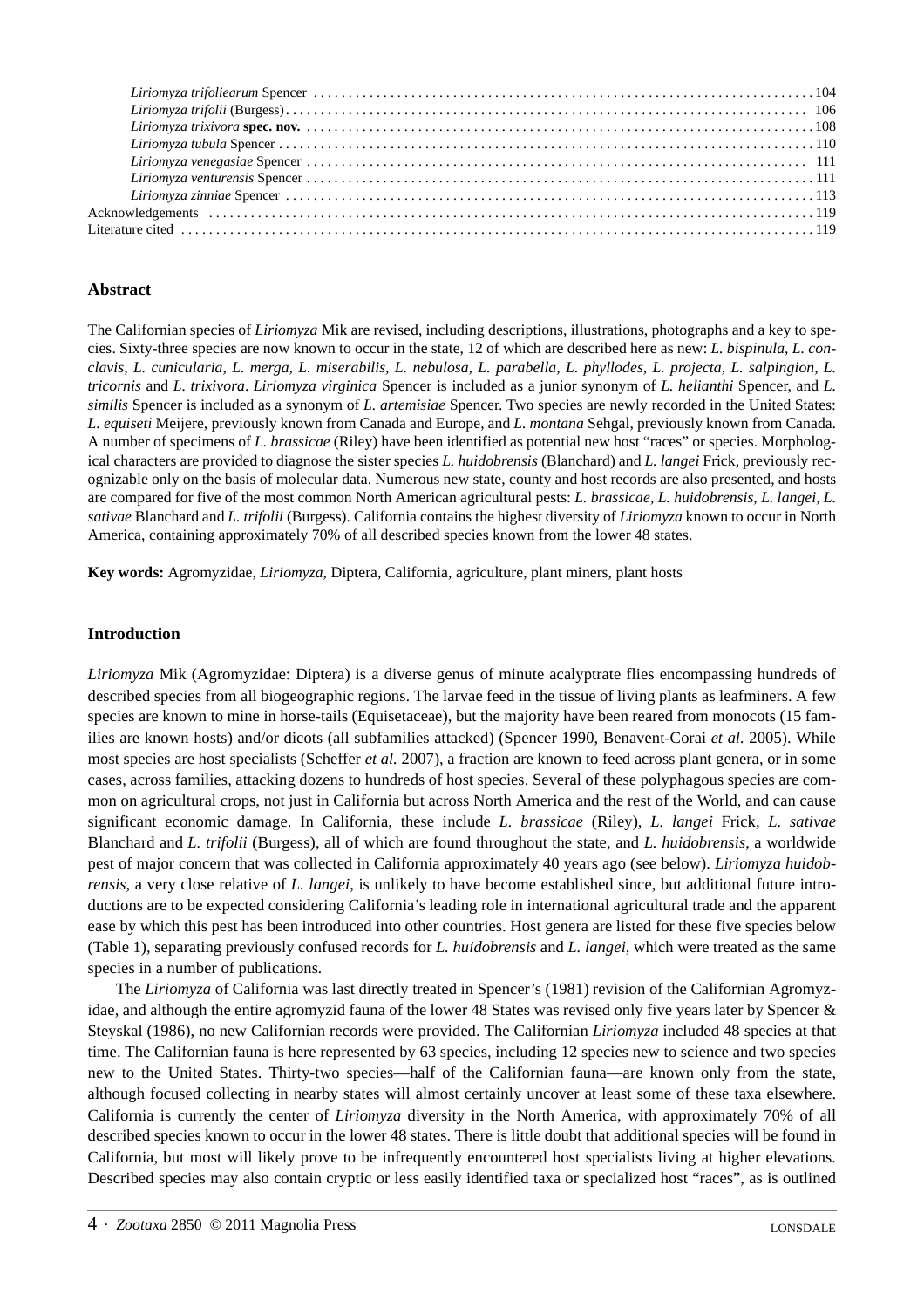*Liriomyza trifoliearum* Spencer . . . . . . . . . . . . . . . . . . . . . . . . . . . . . . . . . . . . . . . . . . . . . . . . . . . . . . . . . . . . . . . . . . . . . . . . . 104
*Liriomyza trifolii* (Burgess). . . . . . . . . . . . . . . . . . . . . . . . . . . . . . . . . . . . . . . . . . . . . . . . . . . . . . . . . . . . . . . . . . . . . . . . . . . 106
*Liriomyza trixivora* **spec. nov.** . . . . . . . . . . . . . . . . . . . . . . . . . . . . . . . . . . . . . . . . . . . . . . . . . . . . . . . . . . . . . . . . . . . . . . . . 108
*Liriomyza tubula* Spencer . . . . . . . . . . . . . . . . . . . . . . . . . . . . . . . . . . . . . . . . . . . . . . . . . . . . . . . . . . . . . . . . . . . . . . . . . . . . 110
*Liriomyza venegasiae* Spencer . . . . . . . . . . . . . . . . . . . . . . . . . . . . . . . . . . . . . . . . . . . . . . . . . . . . . . . . . . . . . . . . . . . . . . . . 111
*Liriomyza venturensis* Spencer . . . . . . . . . . . . . . . . . . . . . . . . . . . . . . . . . . . . . . . . . . . . . . . . . . . . . . . . . . . . . . . . . . . . . . . . 111
*Liriomyza zinniae* Spencer . . . . . . . . . . . . . . . . . . . . . . . . . . . . . . . . . . . . . . . . . . . . . . . . . . . . . . . . . . . . . . . . . . . . . . . . . . . . 113
Acknowledgements . . . . . . . . . . . . . . . . . . . . . . . . . . . . . . . . . . . . . . . . . . . . . . . . . . . . . . . . . . . . . . . . . . . . . . . . . . . . . . . . . . 119
Literature cited . . . . . . . . . . . . . . . . . . . . . . . . . . . . . . . . . . . . . . . . . . . . . . . . . . . . . . . . . . . . . . . . . . . . . . . . . . . . . . . . . . . . . . 119

## Abstract

The Californian species of *Liriomyza* Mik are revised, including descriptions, illustrations, photographs and a key to species. Sixty-three species are now known to occur in the state, 12 of which are described here as new: *L. bispinula, L. conclavis, L. cunicularia, L. merga, L. miserabilis, L. nebulosa, L. parabella, L. phyllodes, L. projecta, L. salpingion, L. tricornis* and *L. trixivora*. *Liriomyza virginica* Spencer is included as a junior synonym of *L. helianthi* Spencer, and *L. similis* Spencer is included as a synonym of *L. artemisiae* Spencer. Two species are newly recorded in the United States: *L. equiseti* Meijere, previously known from Canada and Europe, and *L. montana* Sehgal, previously known from Canada. A number of specimens of *L. brassicae* (Riley) have been identified as potential new host "races" or species. Morphological characters are provided to diagnose the sister species *L. huidobrensis* (Blanchard) and *L. langei* Frick, previously recognizable only on the basis of molecular data. Numerous new state, county and host records are also presented, and hosts are compared for five of the most common North American agricultural pests: *L. brassicae, L. huidobrensis, L. langei, L. sativae* Blanchard and *L. trifolii* (Burgess). California contains the highest diversity of *Liriomyza* known to occur in North America, containing approximately 70% of all described species known from the lower 48 states.

**Key words:** Agromyzidae, *Liriomyza*, Diptera, California, agriculture, plant miners, plant hosts

## Introduction

*Liriomyza* Mik (Agromyzidae: Diptera) is a diverse genus of minute acalyptrate flies encompassing hundreds of described species from all biogeographic regions. The larvae feed in the tissue of living plants as leafminers. A few species are known to mine in horse-tails (Equisetaceae), but the majority have been reared from monocots (15 families are known hosts) and/or dicots (all subfamilies attacked) (Spencer 1990, Benavent-Corai *et al.* 2005). While most species are host specialists (Scheffer *et al.* 2007), a fraction are known to feed across plant genera, or in some cases, across families, attacking dozens to hundreds of host species. Several of these polyphagous species are common on agricultural crops, not just in California but across North America and the rest of the World, and can cause significant economic damage. In California, these include *L. brassicae* (Riley), *L. langei* Frick, *L. sativae* Blanchard and *L. trifolii* (Burgess), all of which are found throughout the state, and *L. huidobrensis*, a worldwide pest of major concern that was collected in California approximately 40 years ago (see below). *Liriomyza huidobrensis*, a very close relative of *L. langei*, is unlikely to have become established since, but additional future introductions are to be expected considering California's leading role in international agricultural trade and the apparent ease by which this pest has been introduced into other countries. Host genera are listed for these five species below (Table 1), separating previously confused records for *L. huidobrensis* and *L. langei*, which were treated as the same species in a number of publications.

The *Liriomyza* of California was last directly treated in Spencer's (1981) revision of the Californian Agromyzidae, and although the entire agromyzid fauna of the lower 48 States was revised only five years later by Spencer & Steyskal (1986), no new Californian records were provided. The Californian *Liriomyza* included 48 species at that time. The Californian fauna is here represented by 63 species, including 12 species new to science and two species new to the United States. Thirty-two species—half of the Californian fauna—are known only from the state, although focused collecting in nearby states will almost certainly uncover at least some of these taxa elsewhere. California is currently the center of *Liriomyza* diversity in the North America, with approximately 70% of all described species known to occur in the lower 48 states. There is little doubt that additional species will be found in California, but most will likely prove to be infrequently encountered host specialists living at higher elevations. Described species may also contain cryptic or less easily identified taxa or specialized host "races", as is outlined